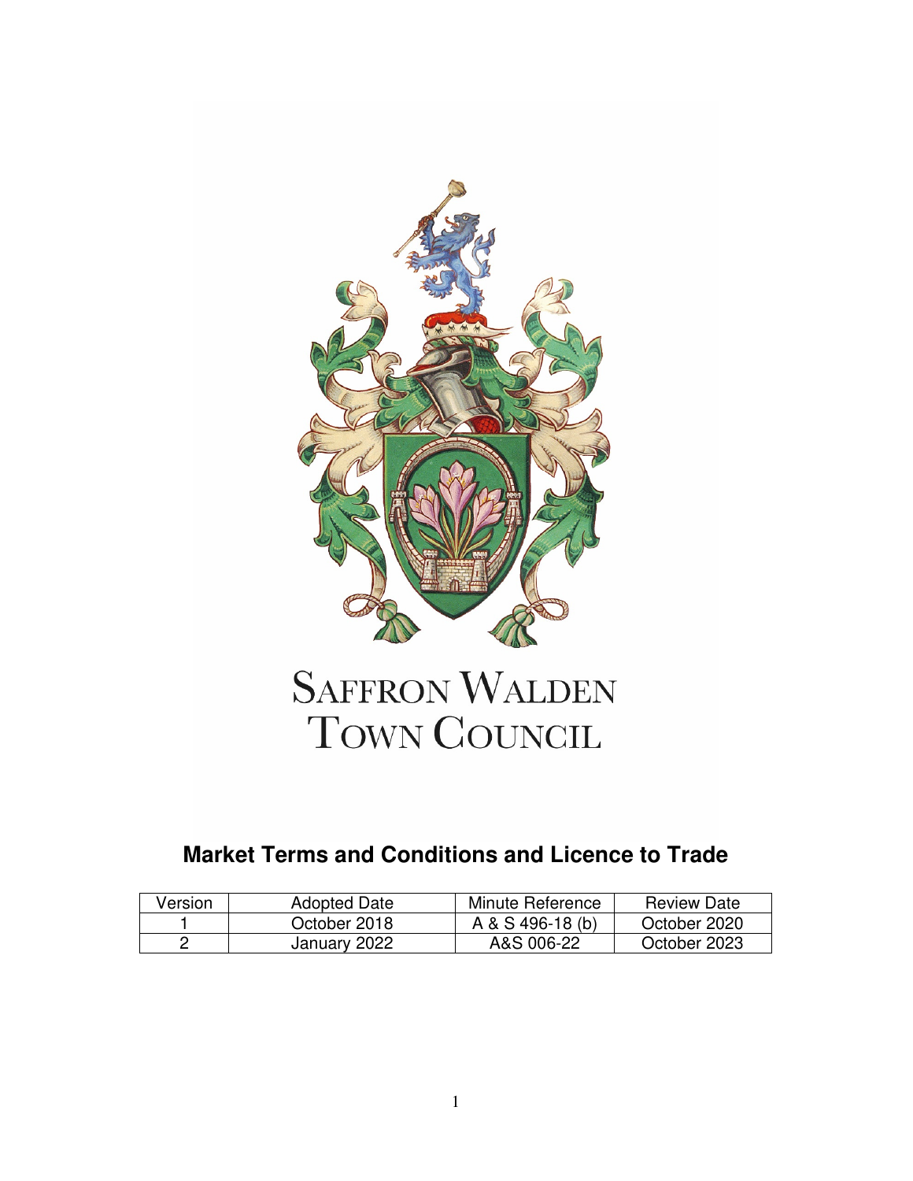SAFFRON WALDEN
TOWN COUNCIL

# Market Terms and Conditions and Licence to Trade

| Version | Adopted Date | Minute Reference | Review Date |
|---|---|---|---|
| 1 | October 2018 | A & S 496-18 (b) | October 2020 |
| 2 | January 2022 | A&S 006-22 | October 2023 |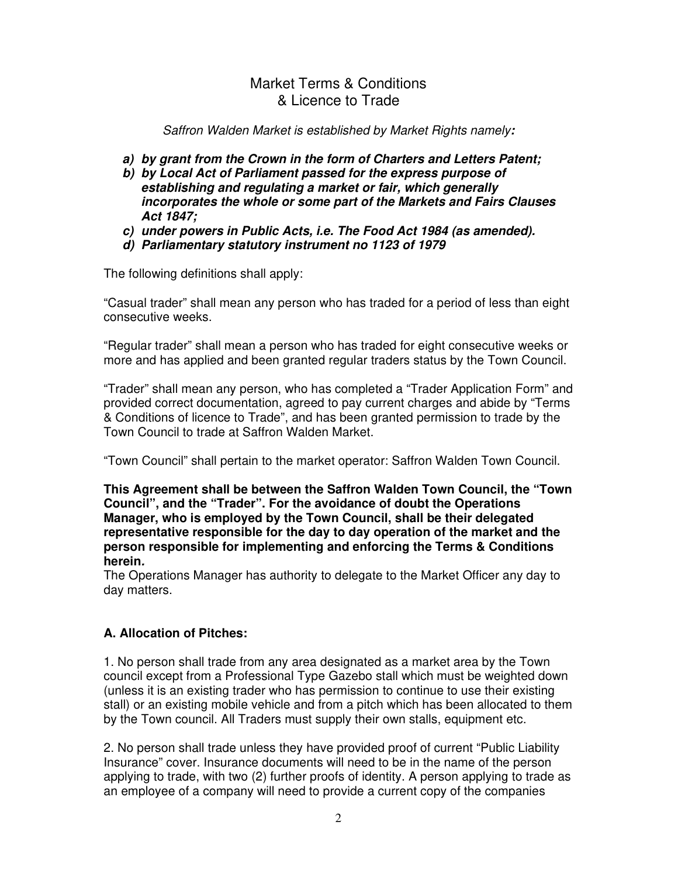# Market Terms & Conditions & Licence to Trade

*Saffron Walden Market is established by Market Rights namely:*

- ***a) by grant from the Crown in the form of Charters and Letters Patent;***
- ***b) by Local Act of Parliament passed for the express purpose of establishing and regulating a market or fair, which generally incorporates the whole or some part of the Markets and Fairs Clauses Act 1847;***
- ***c) under powers in Public Acts, i.e. The Food Act 1984 (as amended).***
- ***d) Parliamentary statutory instrument no 1123 of 1979***

The following definitions shall apply:

"Casual trader" shall mean any person who has traded for a period of less than eight consecutive weeks.

"Regular trader" shall mean a person who has traded for eight consecutive weeks or more and has applied and been granted regular traders status by the Town Council.

"Trader" shall mean any person, who has completed a "Trader Application Form" and provided correct documentation, agreed to pay current charges and abide by "Terms & Conditions of licence to Trade", and has been granted permission to trade by the Town Council to trade at Saffron Walden Market.

"Town Council" shall pertain to the market operator: Saffron Walden Town Council.

**This Agreement shall be between the Saffron Walden Town Council, the "Town Council", and the "Trader". For the avoidance of doubt the Operations Manager, who is employed by the Town Council, shall be their delegated representative responsible for the day to day operation of the market and the person responsible for implementing and enforcing the Terms & Conditions herein.**

The Operations Manager has authority to delegate to the Market Officer any day to day matters.

## A. Allocation of Pitches:

1. No person shall trade from any area designated as a market area by the Town council except from a Professional Type Gazebo stall which must be weighted down (unless it is an existing trader who has permission to continue to use their existing stall) or an existing mobile vehicle and from a pitch which has been allocated to them by the Town council. All Traders must supply their own stalls, equipment etc.

2. No person shall trade unless they have provided proof of current "Public Liability Insurance" cover. Insurance documents will need to be in the name of the person applying to trade, with two (2) further proofs of identity. A person applying to trade as an employee of a company will need to provide a current copy of the companies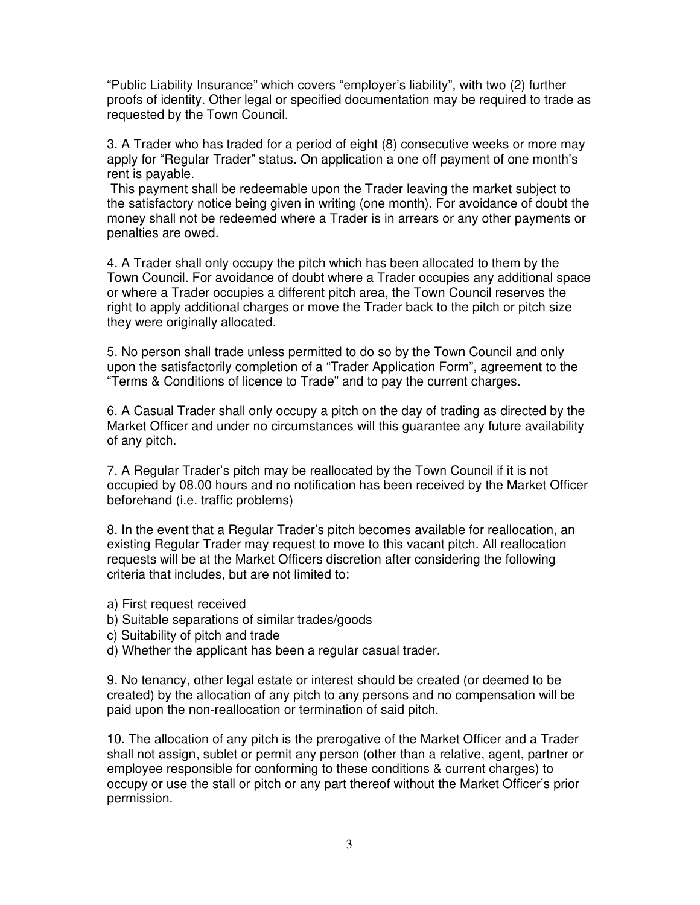"Public Liability Insurance" which covers "employer's liability", with two (2) further proofs of identity. Other legal or specified documentation may be required to trade as requested by the Town Council.

3. A Trader who has traded for a period of eight (8) consecutive weeks or more may apply for "Regular Trader" status. On application a one off payment of one month's rent is payable.
This payment shall be redeemable upon the Trader leaving the market subject to the satisfactory notice being given in writing (one month). For avoidance of doubt the money shall not be redeemed where a Trader is in arrears or any other payments or penalties are owed.

4. A Trader shall only occupy the pitch which has been allocated to them by the Town Council. For avoidance of doubt where a Trader occupies any additional space or where a Trader occupies a different pitch area, the Town Council reserves the right to apply additional charges or move the Trader back to the pitch or pitch size they were originally allocated.

5. No person shall trade unless permitted to do so by the Town Council and only upon the satisfactorily completion of a "Trader Application Form", agreement to the "Terms & Conditions of licence to Trade" and to pay the current charges.

6. A Casual Trader shall only occupy a pitch on the day of trading as directed by the Market Officer and under no circumstances will this guarantee any future availability of any pitch.

7. A Regular Trader's pitch may be reallocated by the Town Council if it is not occupied by 08.00 hours and no notification has been received by the Market Officer beforehand (i.e. traffic problems)

8. In the event that a Regular Trader's pitch becomes available for reallocation, an existing Regular Trader may request to move to this vacant pitch. All reallocation requests will be at the Market Officers discretion after considering the following criteria that includes, but are not limited to:

a) First request received
b) Suitable separations of similar trades/goods
c) Suitability of pitch and trade
d) Whether the applicant has been a regular casual trader.

9. No tenancy, other legal estate or interest should be created (or deemed to be created) by the allocation of any pitch to any persons and no compensation will be paid upon the non-reallocation or termination of said pitch.

10. The allocation of any pitch is the prerogative of the Market Officer and a Trader shall not assign, sublet or permit any person (other than a relative, agent, partner or employee responsible for conforming to these conditions & current charges) to occupy or use the stall or pitch or any part thereof without the Market Officer's prior permission.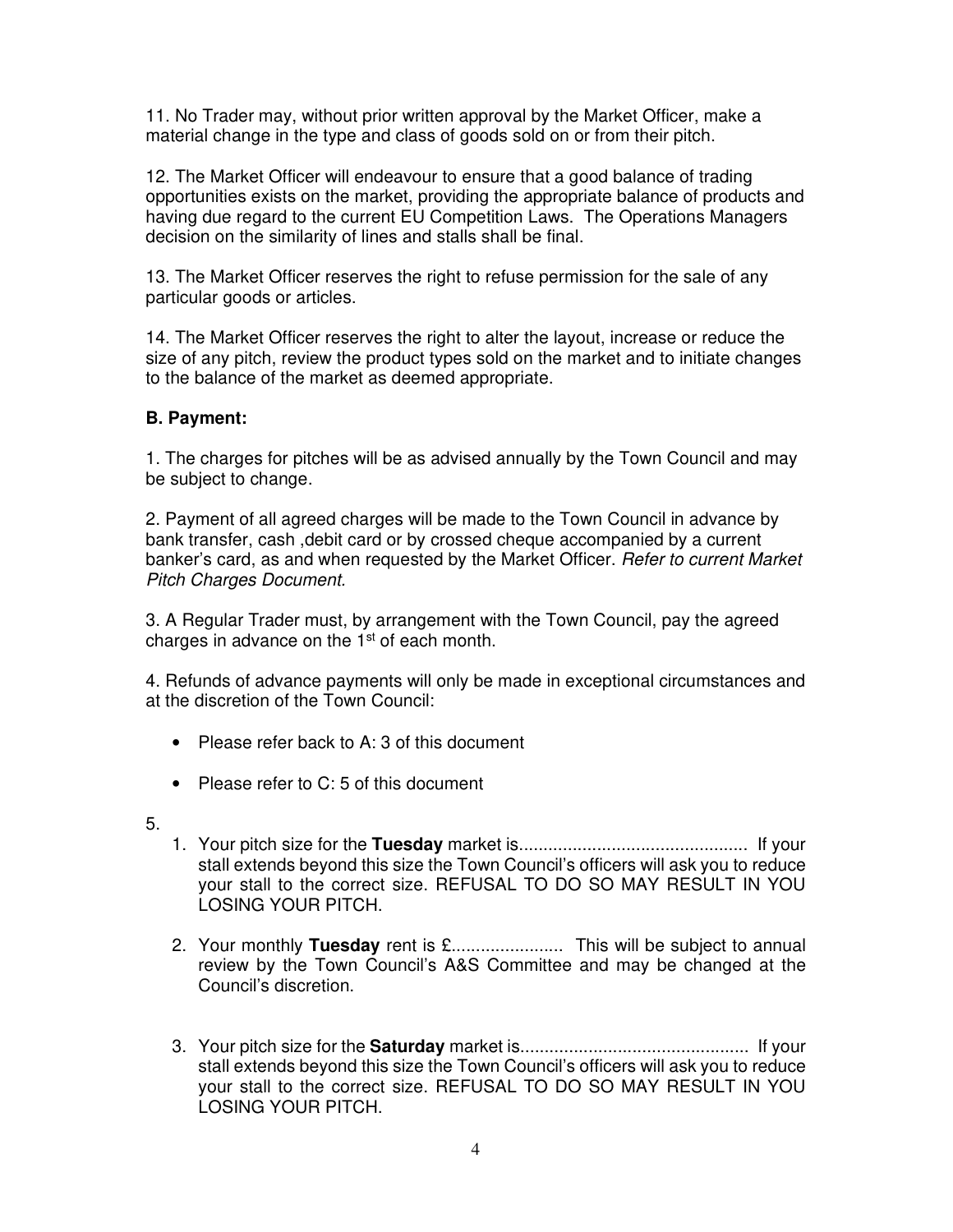11. No Trader may, without prior written approval by the Market Officer, make a material change in the type and class of goods sold on or from their pitch.

12. The Market Officer will endeavour to ensure that a good balance of trading opportunities exists on the market, providing the appropriate balance of products and having due regard to the current EU Competition Laws. The Operations Managers decision on the similarity of lines and stalls shall be final.

13. The Market Officer reserves the right to refuse permission for the sale of any particular goods or articles.

14. The Market Officer reserves the right to alter the layout, increase or reduce the size of any pitch, review the product types sold on the market and to initiate changes to the balance of the market as deemed appropriate.

**B. Payment:**

1. The charges for pitches will be as advised annually by the Town Council and may be subject to change.

2. Payment of all agreed charges will be made to the Town Council in advance by bank transfer, cash ,debit card or by crossed cheque accompanied by a current banker's card, as and when requested by the Market Officer. *Refer to current Market Pitch Charges Document.*

3. A Regular Trader must, by arrangement with the Town Council, pay the agreed charges in advance on the 1st of each month.

4. Refunds of advance payments will only be made in exceptional circumstances and at the discretion of the Town Council:

- Please refer back to A: 3 of this document
- Please refer to C: 5 of this document

5.

1. Your pitch size for the **Tuesday** market is.............................................. If your stall extends beyond this size the Town Council's officers will ask you to reduce your stall to the correct size. REFUSAL TO DO SO MAY RESULT IN YOU LOSING YOUR PITCH.

2. Your monthly **Tuesday** rent is £...................... This will be subject to annual review by the Town Council's A&S Committee and may be changed at the Council's discretion.

3. Your pitch size for the **Saturday** market is.............................................. If your stall extends beyond this size the Town Council's officers will ask you to reduce your stall to the correct size. REFUSAL TO DO SO MAY RESULT IN YOU LOSING YOUR PITCH.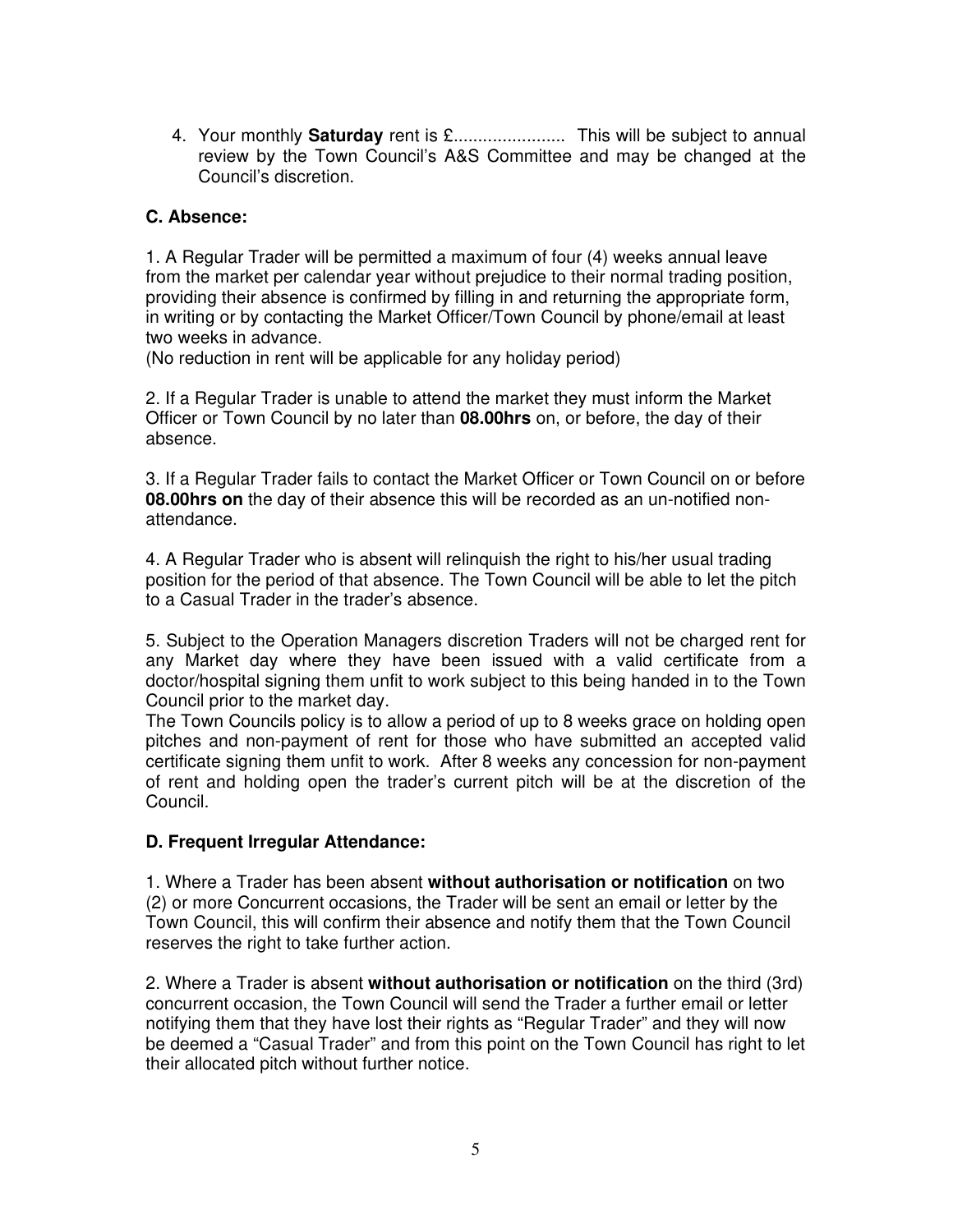4. Your monthly **Saturday** rent is £....................... This will be subject to annual review by the Town Council's A&S Committee and may be changed at the Council's discretion.

### C. Absence:

1. A Regular Trader will be permitted a maximum of four (4) weeks annual leave from the market per calendar year without prejudice to their normal trading position, providing their absence is confirmed by filling in and returning the appropriate form, in writing or by contacting the Market Officer/Town Council by phone/email at least two weeks in advance.
(No reduction in rent will be applicable for any holiday period)

2. If a Regular Trader is unable to attend the market they must inform the Market Officer or Town Council by no later than **08.00hrs** on, or before, the day of their absence.

3. If a Regular Trader fails to contact the Market Officer or Town Council on or before **08.00hrs on** the day of their absence this will be recorded as an un-notified non-attendance.

4. A Regular Trader who is absent will relinquish the right to his/her usual trading position for the period of that absence. The Town Council will be able to let the pitch to a Casual Trader in the trader's absence.

5. Subject to the Operation Managers discretion Traders will not be charged rent for any Market day where they have been issued with a valid certificate from a doctor/hospital signing them unfit to work subject to this being handed in to the Town Council prior to the market day.
The Town Councils policy is to allow a period of up to 8 weeks grace on holding open pitches and non-payment of rent for those who have submitted an accepted valid certificate signing them unfit to work. After 8 weeks any concession for non-payment of rent and holding open the trader's current pitch will be at the discretion of the Council.

### D. Frequent Irregular Attendance:

1. Where a Trader has been absent **without authorisation or notification** on two (2) or more Concurrent occasions, the Trader will be sent an email or letter by the Town Council, this will confirm their absence and notify them that the Town Council reserves the right to take further action.

2. Where a Trader is absent **without authorisation or notification** on the third (3rd) concurrent occasion, the Town Council will send the Trader a further email or letter notifying them that they have lost their rights as "Regular Trader" and they will now be deemed a "Casual Trader" and from this point on the Town Council has right to let their allocated pitch without further notice.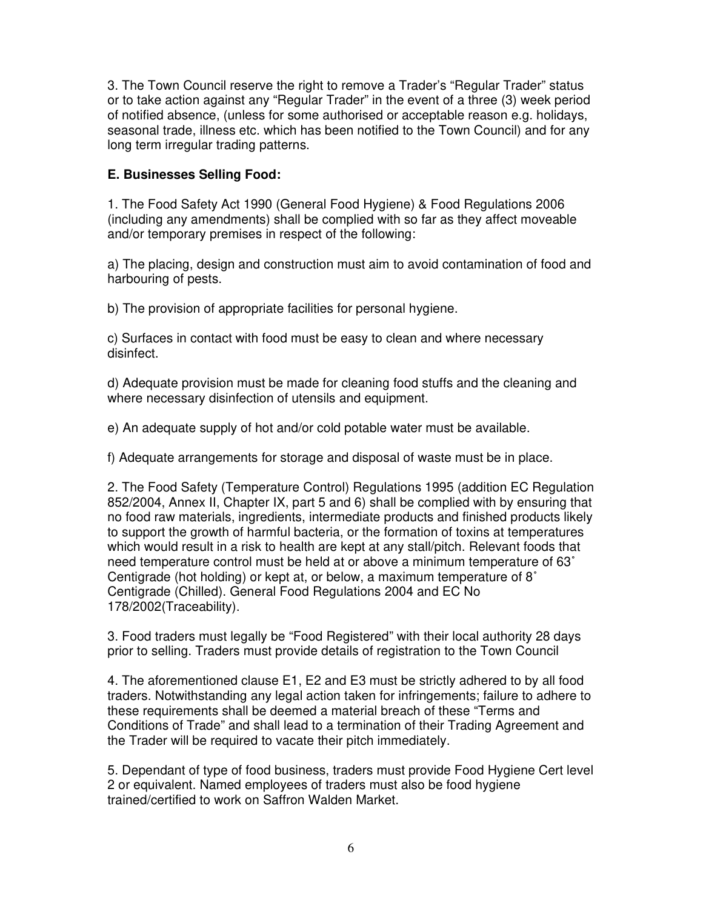3. The Town Council reserve the right to remove a Trader's "Regular Trader" status or to take action against any "Regular Trader" in the event of a three (3) week period of notified absence, (unless for some authorised or acceptable reason e.g. holidays, seasonal trade, illness etc. which has been notified to the Town Council) and for any long term irregular trading patterns.

**E. Businesses Selling Food:**

1. The Food Safety Act 1990 (General Food Hygiene) & Food Regulations 2006 (including any amendments) shall be complied with so far as they affect moveable and/or temporary premises in respect of the following:

a) The placing, design and construction must aim to avoid contamination of food and harbouring of pests.

b) The provision of appropriate facilities for personal hygiene.

c) Surfaces in contact with food must be easy to clean and where necessary disinfect.

d) Adequate provision must be made for cleaning food stuffs and the cleaning and where necessary disinfection of utensils and equipment.

e) An adequate supply of hot and/or cold potable water must be available.

f) Adequate arrangements for storage and disposal of waste must be in place.

2. The Food Safety (Temperature Control) Regulations 1995 (addition EC Regulation 852/2004, Annex II, Chapter IX, part 5 and 6) shall be complied with by ensuring that no food raw materials, ingredients, intermediate products and finished products likely to support the growth of harmful bacteria, or the formation of toxins at temperatures which would result in a risk to health are kept at any stall/pitch. Relevant foods that need temperature control must be held at or above a minimum temperature of 63˚ Centigrade (hot holding) or kept at, or below, a maximum temperature of 8˚ Centigrade (Chilled). General Food Regulations 2004 and EC No 178/2002(Traceability).

3. Food traders must legally be "Food Registered" with their local authority 28 days prior to selling. Traders must provide details of registration to the Town Council

4. The aforementioned clause E1, E2 and E3 must be strictly adhered to by all food traders. Notwithstanding any legal action taken for infringements; failure to adhere to these requirements shall be deemed a material breach of these "Terms and Conditions of Trade" and shall lead to a termination of their Trading Agreement and the Trader will be required to vacate their pitch immediately.

5. Dependant of type of food business, traders must provide Food Hygiene Cert level 2 or equivalent. Named employees of traders must also be food hygiene trained/certified to work on Saffron Walden Market.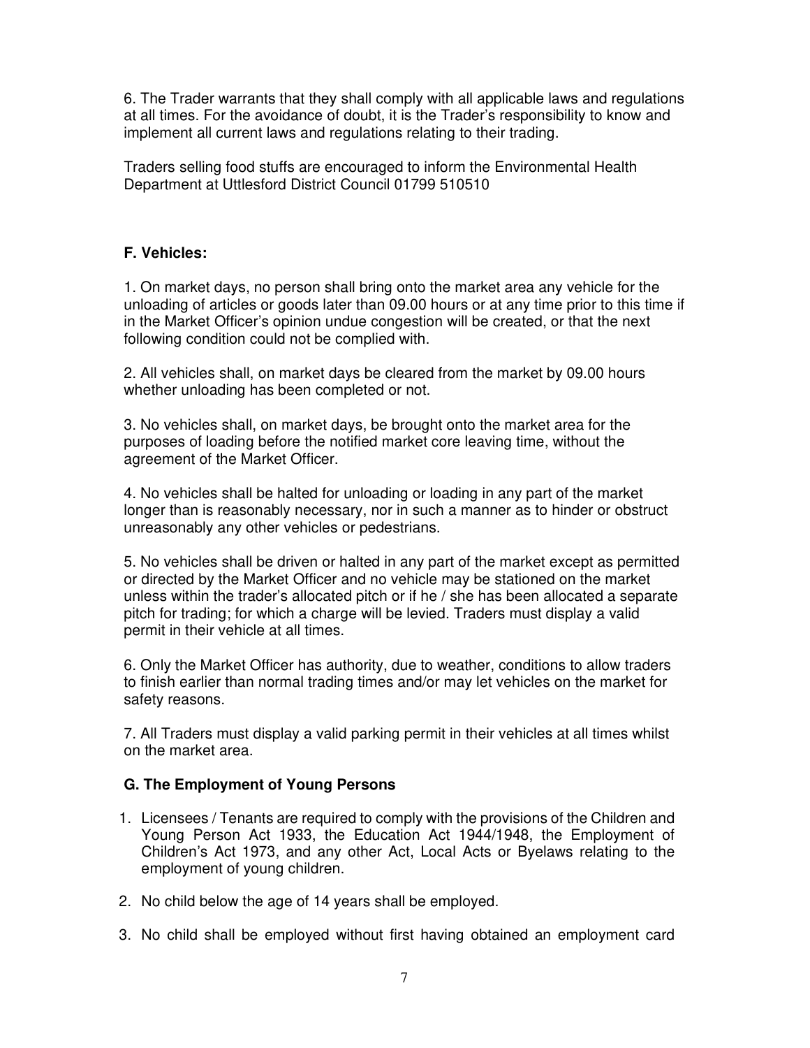6. The Trader warrants that they shall comply with all applicable laws and regulations at all times. For the avoidance of doubt, it is the Trader's responsibility to know and implement all current laws and regulations relating to their trading.

Traders selling food stuffs are encouraged to inform the Environmental Health Department at Uttlesford District Council 01799 510510

### F. Vehicles:

1. On market days, no person shall bring onto the market area any vehicle for the unloading of articles or goods later than 09.00 hours or at any time prior to this time if in the Market Officer's opinion undue congestion will be created, or that the next following condition could not be complied with.

2. All vehicles shall, on market days be cleared from the market by 09.00 hours whether unloading has been completed or not.

3. No vehicles shall, on market days, be brought onto the market area for the purposes of loading before the notified market core leaving time, without the agreement of the Market Officer.

4. No vehicles shall be halted for unloading or loading in any part of the market longer than is reasonably necessary, nor in such a manner as to hinder or obstruct unreasonably any other vehicles or pedestrians.

5. No vehicles shall be driven or halted in any part of the market except as permitted or directed by the Market Officer and no vehicle may be stationed on the market unless within the trader's allocated pitch or if he / she has been allocated a separate pitch for trading; for which a charge will be levied. Traders must display a valid permit in their vehicle at all times.

6. Only the Market Officer has authority, due to weather, conditions to allow traders to finish earlier than normal trading times and/or may let vehicles on the market for safety reasons.

7. All Traders must display a valid parking permit in their vehicles at all times whilst on the market area.

### G. The Employment of Young Persons

1. Licensees / Tenants are required to comply with the provisions of the Children and Young Person Act 1933, the Education Act 1944/1948, the Employment of Children's Act 1973, and any other Act, Local Acts or Byelaws relating to the employment of young children.

2. No child below the age of 14 years shall be employed.

3. No child shall be employed without first having obtained an employment card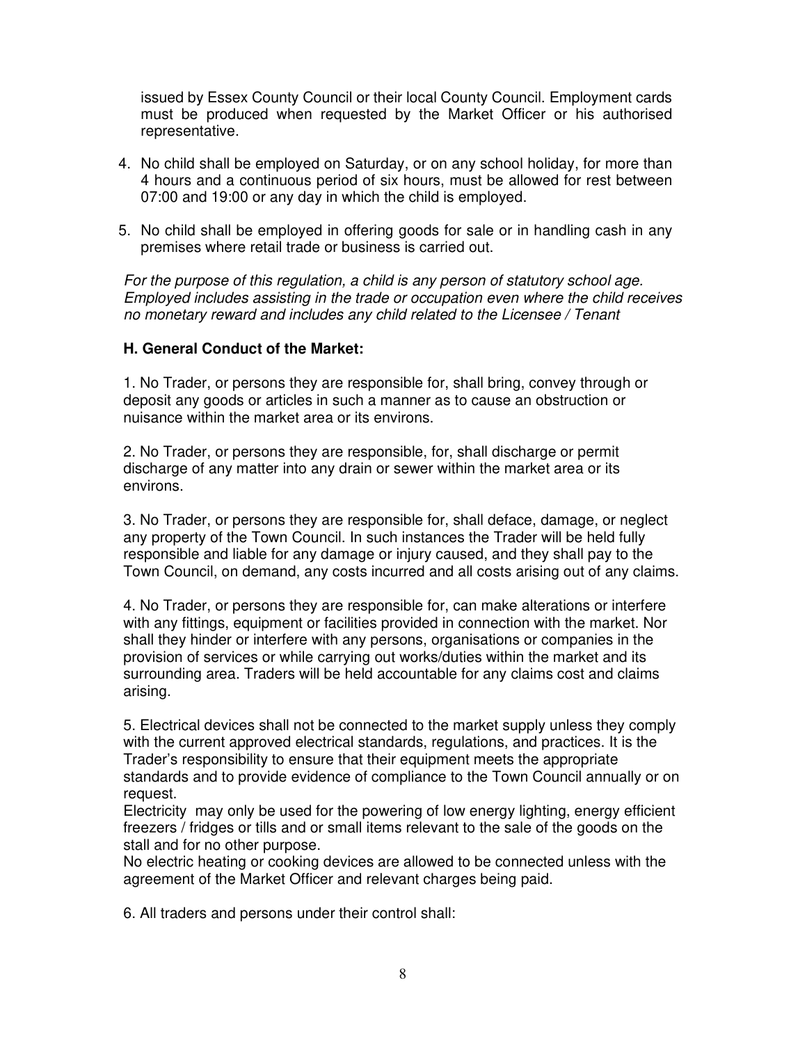issued by Essex County Council or their local County Council. Employment cards must be produced when requested by the Market Officer or his authorised representative.

4. No child shall be employed on Saturday, or on any school holiday, for more than 4 hours and a continuous period of six hours, must be allowed for rest between 07:00 and 19:00 or any day in which the child is employed.

5. No child shall be employed in offering goods for sale or in handling cash in any premises where retail trade or business is carried out.

*For the purpose of this regulation, a child is any person of statutory school age. Employed includes assisting in the trade or occupation even where the child receives no monetary reward and includes any child related to the Licensee / Tenant*

### H. General Conduct of the Market:

1. No Trader, or persons they are responsible for, shall bring, convey through or deposit any goods or articles in such a manner as to cause an obstruction or nuisance within the market area or its environs.

2. No Trader, or persons they are responsible, for, shall discharge or permit discharge of any matter into any drain or sewer within the market area or its environs.

3. No Trader, or persons they are responsible for, shall deface, damage, or neglect any property of the Town Council. In such instances the Trader will be held fully responsible and liable for any damage or injury caused, and they shall pay to the Town Council, on demand, any costs incurred and all costs arising out of any claims.

4. No Trader, or persons they are responsible for, can make alterations or interfere with any fittings, equipment or facilities provided in connection with the market. Nor shall they hinder or interfere with any persons, organisations or companies in the provision of services or while carrying out works/duties within the market and its surrounding area. Traders will be held accountable for any claims cost and claims arising.

5. Electrical devices shall not be connected to the market supply unless they comply with the current approved electrical standards, regulations, and practices. It is the Trader's responsibility to ensure that their equipment meets the appropriate standards and to provide evidence of compliance to the Town Council annually or on request.
Electricity may only be used for the powering of low energy lighting, energy efficient freezers / fridges or tills and or small items relevant to the sale of the goods on the stall and for no other purpose.
No electric heating or cooking devices are allowed to be connected unless with the agreement of the Market Officer and relevant charges being paid.

6. All traders and persons under their control shall: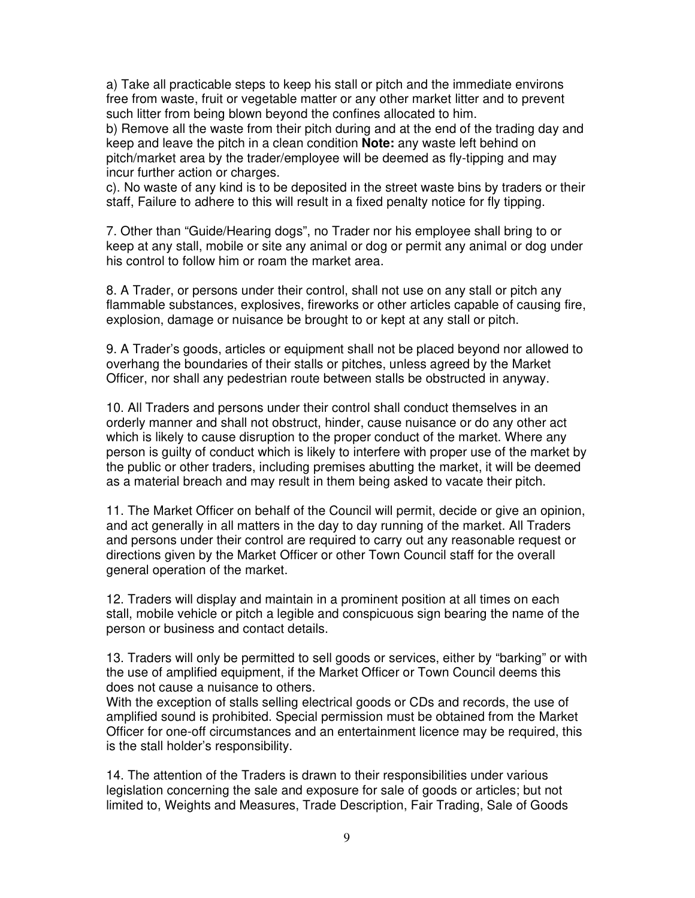a) Take all practicable steps to keep his stall or pitch and the immediate environs free from waste, fruit or vegetable matter or any other market litter and to prevent such litter from being blown beyond the confines allocated to him.

b) Remove all the waste from their pitch during and at the end of the trading day and keep and leave the pitch in a clean condition **Note:** any waste left behind on pitch/market area by the trader/employee will be deemed as fly-tipping and may incur further action or charges.

c). No waste of any kind is to be deposited in the street waste bins by traders or their staff, Failure to adhere to this will result in a fixed penalty notice for fly tipping.

7. Other than “Guide/Hearing dogs”, no Trader nor his employee shall bring to or keep at any stall, mobile or site any animal or dog or permit any animal or dog under his control to follow him or roam the market area.

8. A Trader, or persons under their control, shall not use on any stall or pitch any flammable substances, explosives, fireworks or other articles capable of causing fire, explosion, damage or nuisance be brought to or kept at any stall or pitch.

9. A Trader’s goods, articles or equipment shall not be placed beyond nor allowed to overhang the boundaries of their stalls or pitches, unless agreed by the Market Officer, nor shall any pedestrian route between stalls be obstructed in anyway.

10. All Traders and persons under their control shall conduct themselves in an orderly manner and shall not obstruct, hinder, cause nuisance or do any other act which is likely to cause disruption to the proper conduct of the market. Where any person is guilty of conduct which is likely to interfere with proper use of the market by the public or other traders, including premises abutting the market, it will be deemed as a material breach and may result in them being asked to vacate their pitch.

11. The Market Officer on behalf of the Council will permit, decide or give an opinion, and act generally in all matters in the day to day running of the market. All Traders and persons under their control are required to carry out any reasonable request or directions given by the Market Officer or other Town Council staff for the overall general operation of the market.

12. Traders will display and maintain in a prominent position at all times on each stall, mobile vehicle or pitch a legible and conspicuous sign bearing the name of the person or business and contact details.

13. Traders will only be permitted to sell goods or services, either by “barking” or with the use of amplified equipment, if the Market Officer or Town Council deems this does not cause a nuisance to others.

With the exception of stalls selling electrical goods or CDs and records, the use of amplified sound is prohibited. Special permission must be obtained from the Market Officer for one-off circumstances and an entertainment licence may be required, this is the stall holder’s responsibility.

14. The attention of the Traders is drawn to their responsibilities under various legislation concerning the sale and exposure for sale of goods or articles; but not limited to, Weights and Measures, Trade Description, Fair Trading, Sale of Goods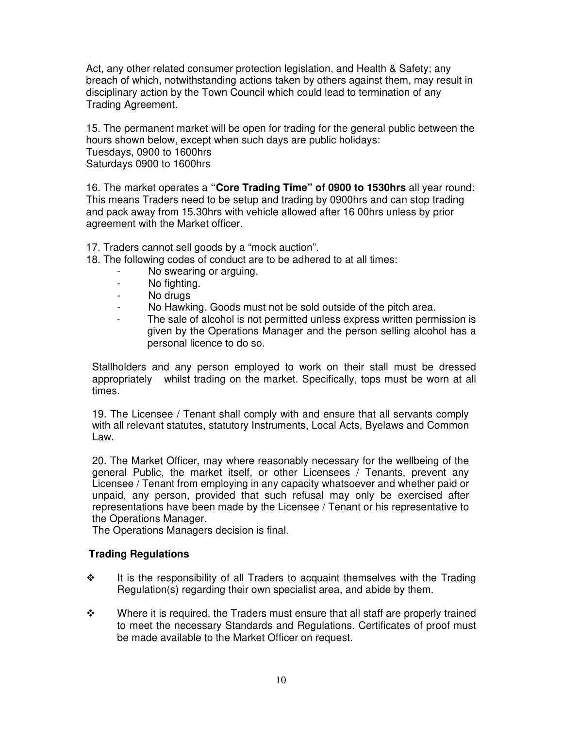Act, any other related consumer protection legislation, and Health & Safety; any breach of which, notwithstanding actions taken by others against them, may result in disciplinary action by the Town Council which could lead to termination of any Trading Agreement.

15. The permanent market will be open for trading for the general public between the hours shown below, except when such days are public holidays:
Tuesdays, 0900 to 1600hrs
Saturdays 0900 to 1600hrs

16. The market operates a **"Core Trading Time" of 0900 to 1530hrs** all year round: This means Traders need to be setup and trading by 0900hrs and can stop trading and pack away from 15.30hrs with vehicle allowed after 16 00hrs unless by prior agreement with the Market officer.

17. Traders cannot sell goods by a "mock auction".

18. The following codes of conduct are to be adhered to at all times:

- No swearing or arguing.
- No fighting.
- No drugs
- No Hawking. Goods must not be sold outside of the pitch area.
- The sale of alcohol is not permitted unless express written permission is given by the Operations Manager and the person selling alcohol has a personal licence to do so.

Stallholders and any person employed to work on their stall must be dressed appropriately whilst trading on the market. Specifically, tops must be worn at all times.

19. The Licensee / Tenant shall comply with and ensure that all servants comply with all relevant statutes, statutory Instruments, Local Acts, Byelaws and Common Law.

20. The Market Officer, may where reasonably necessary for the wellbeing of the general Public, the market itself, or other Licensees / Tenants, prevent any Licensee / Tenant from employing in any capacity whatsoever and whether paid or unpaid, any person, provided that such refusal may only be exercised after representations have been made by the Licensee / Tenant or his representative to the Operations Manager.
The Operations Managers decision is final.

**Trading Regulations**

- It is the responsibility of all Traders to acquaint themselves with the Trading Regulation(s) regarding their own specialist area, and abide by them.
- Where it is required, the Traders must ensure that all staff are properly trained to meet the necessary Standards and Regulations. Certificates of proof must be made available to the Market Officer on request.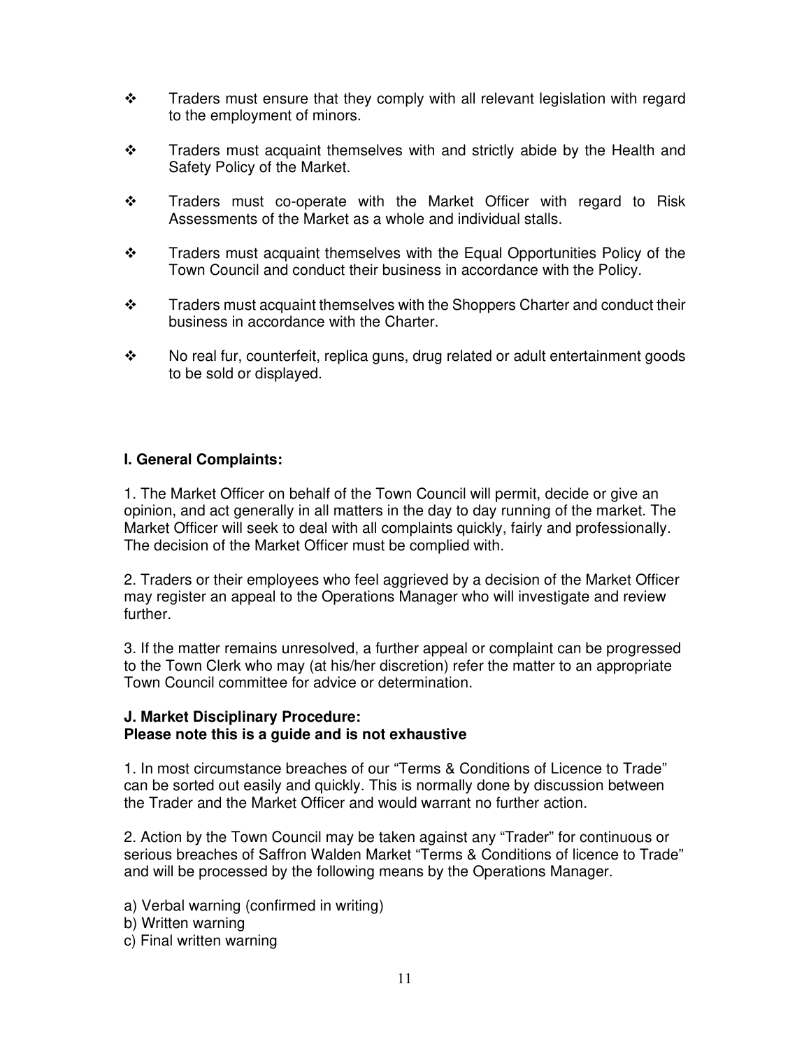- Traders must ensure that they comply with all relevant legislation with regard to the employment of minors.

- Traders must acquaint themselves with and strictly abide by the Health and Safety Policy of the Market.

- Traders must co-operate with the Market Officer with regard to Risk Assessments of the Market as a whole and individual stalls.

- Traders must acquaint themselves with the Equal Opportunities Policy of the Town Council and conduct their business in accordance with the Policy.

- Traders must acquaint themselves with the Shoppers Charter and conduct their business in accordance with the Charter.

- No real fur, counterfeit, replica guns, drug related or adult entertainment goods to be sold or displayed.

**I. General Complaints:**

1. The Market Officer on behalf of the Town Council will permit, decide or give an opinion, and act generally in all matters in the day to day running of the market. The Market Officer will seek to deal with all complaints quickly, fairly and professionally. The decision of the Market Officer must be complied with.

2. Traders or their employees who feel aggrieved by a decision of the Market Officer may register an appeal to the Operations Manager who will investigate and review further.

3. If the matter remains unresolved, a further appeal or complaint can be progressed to the Town Clerk who may (at his/her discretion) refer the matter to an appropriate Town Council committee for advice or determination.

**J. Market Disciplinary Procedure:**
**Please note this is a guide and is not exhaustive**

1. In most circumstance breaches of our “Terms & Conditions of Licence to Trade” can be sorted out easily and quickly. This is normally done by discussion between the Trader and the Market Officer and would warrant no further action.

2. Action by the Town Council may be taken against any “Trader” for continuous or serious breaches of Saffron Walden Market “Terms & Conditions of licence to Trade” and will be processed by the following means by the Operations Manager.

a) Verbal warning (confirmed in writing)
b) Written warning
c) Final written warning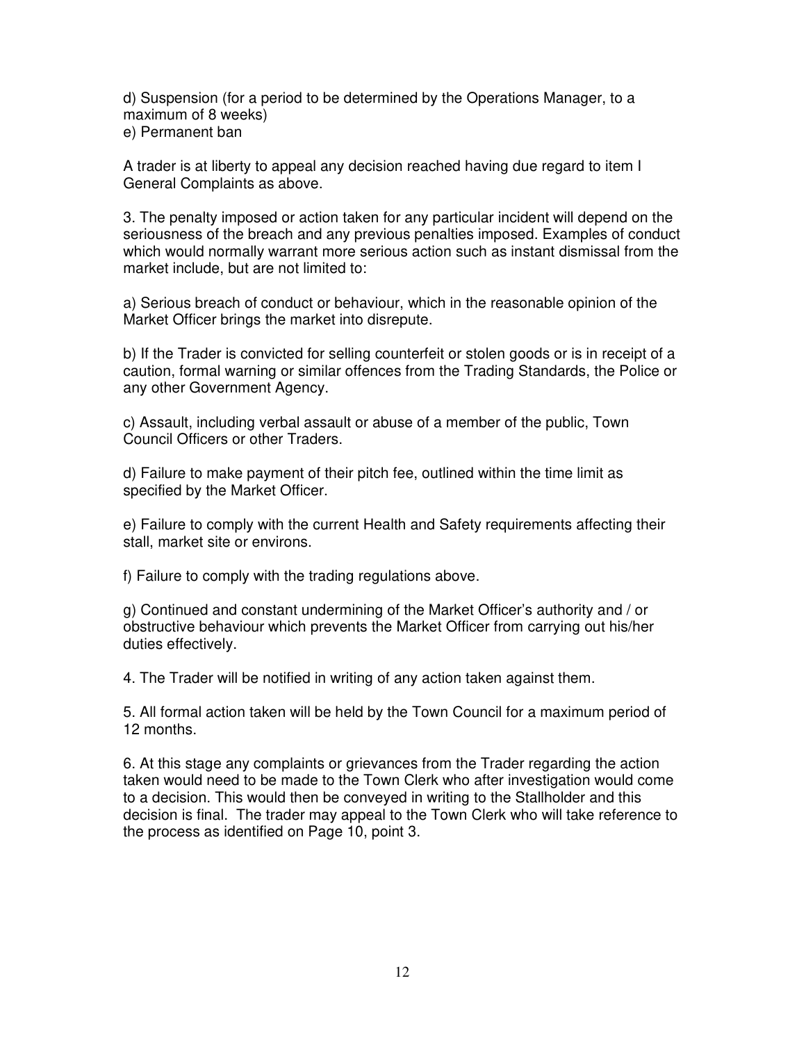d) Suspension (for a period to be determined by the Operations Manager, to a maximum of 8 weeks)
e) Permanent ban

A trader is at liberty to appeal any decision reached having due regard to item I General Complaints as above.

3. The penalty imposed or action taken for any particular incident will depend on the seriousness of the breach and any previous penalties imposed. Examples of conduct which would normally warrant more serious action such as instant dismissal from the market include, but are not limited to:

a) Serious breach of conduct or behaviour, which in the reasonable opinion of the Market Officer brings the market into disrepute.

b) If the Trader is convicted for selling counterfeit or stolen goods or is in receipt of a caution, formal warning or similar offences from the Trading Standards, the Police or any other Government Agency.

c) Assault, including verbal assault or abuse of a member of the public, Town Council Officers or other Traders.

d) Failure to make payment of their pitch fee, outlined within the time limit as specified by the Market Officer.

e) Failure to comply with the current Health and Safety requirements affecting their stall, market site or environs.

f) Failure to comply with the trading regulations above.

g) Continued and constant undermining of the Market Officer's authority and / or obstructive behaviour which prevents the Market Officer from carrying out his/her duties effectively.

4. The Trader will be notified in writing of any action taken against them.

5. All formal action taken will be held by the Town Council for a maximum period of 12 months.

6. At this stage any complaints or grievances from the Trader regarding the action taken would need to be made to the Town Clerk who after investigation would come to a decision. This would then be conveyed in writing to the Stallholder and this decision is final. The trader may appeal to the Town Clerk who will take reference to the process as identified on Page 10, point 3.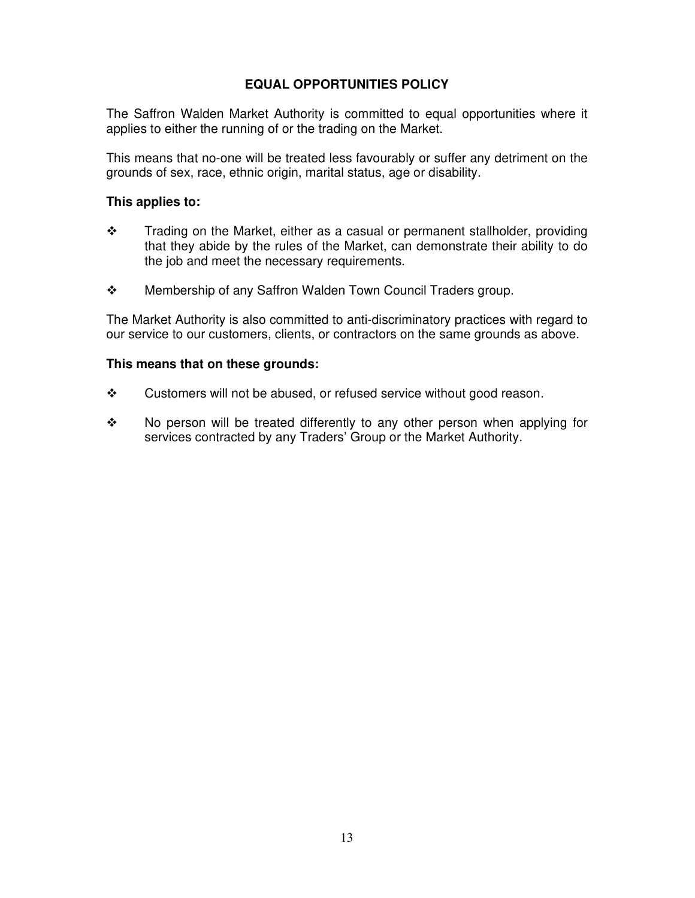## EQUAL OPPORTUNITIES POLICY

The Saffron Walden Market Authority is committed to equal opportunities where it applies to either the running of or the trading on the Market.

This means that no-one will be treated less favourably or suffer any detriment on the grounds of sex, race, ethnic origin, marital status, age or disability.

**This applies to:**

- Trading on the Market, either as a casual or permanent stallholder, providing that they abide by the rules of the Market, can demonstrate their ability to do the job and meet the necessary requirements.
- Membership of any Saffron Walden Town Council Traders group.

The Market Authority is also committed to anti-discriminatory practices with regard to our service to our customers, clients, or contractors on the same grounds as above.

**This means that on these grounds:**

- Customers will not be abused, or refused service without good reason.
- No person will be treated differently to any other person when applying for services contracted by any Traders' Group or the Market Authority.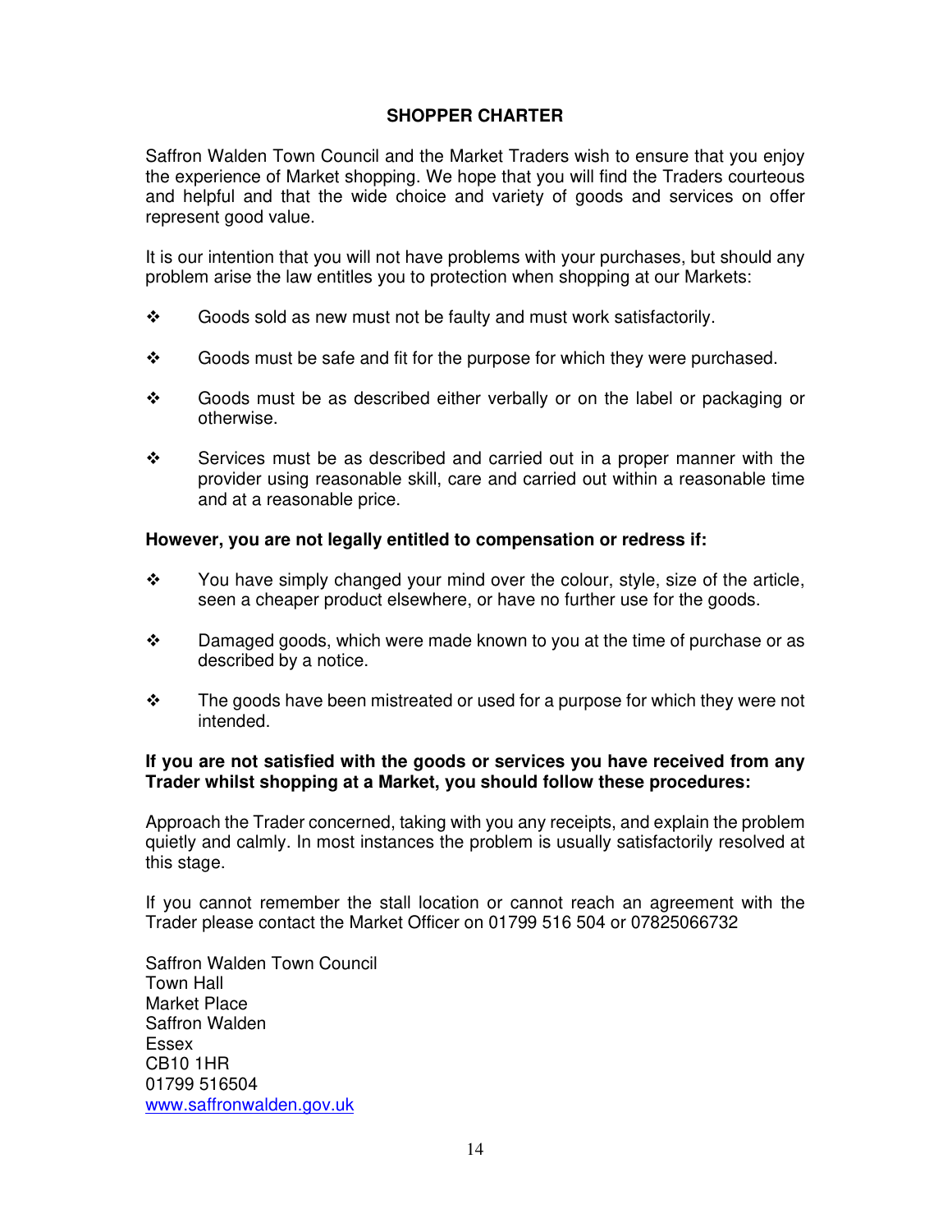## SHOPPER CHARTER

Saffron Walden Town Council and the Market Traders wish to ensure that you enjoy the experience of Market shopping. We hope that you will find the Traders courteous and helpful and that the wide choice and variety of goods and services on offer represent good value.

It is our intention that you will not have problems with your purchases, but should any problem arise the law entitles you to protection when shopping at our Markets:

- Goods sold as new must not be faulty and must work satisfactorily.
- Goods must be safe and fit for the purpose for which they were purchased.
- Goods must be as described either verbally or on the label or packaging or otherwise.
- Services must be as described and carried out in a proper manner with the provider using reasonable skill, care and carried out within a reasonable time and at a reasonable price.

**However, you are not legally entitled to compensation or redress if:**

- You have simply changed your mind over the colour, style, size of the article, seen a cheaper product elsewhere, or have no further use for the goods.
- Damaged goods, which were made known to you at the time of purchase or as described by a notice.
- The goods have been mistreated or used for a purpose for which they were not intended.

**If you are not satisfied with the goods or services you have received from any Trader whilst shopping at a Market, you should follow these procedures:**

Approach the Trader concerned, taking with you any receipts, and explain the problem quietly and calmly. In most instances the problem is usually satisfactorily resolved at this stage.

If you cannot remember the stall location or cannot reach an agreement with the Trader please contact the Market Officer on 01799 516 504 or 07825066732

Saffron Walden Town Council
Town Hall
Market Place
Saffron Walden
Essex
CB10 1HR
01799 516504
www.saffronwalden.gov.uk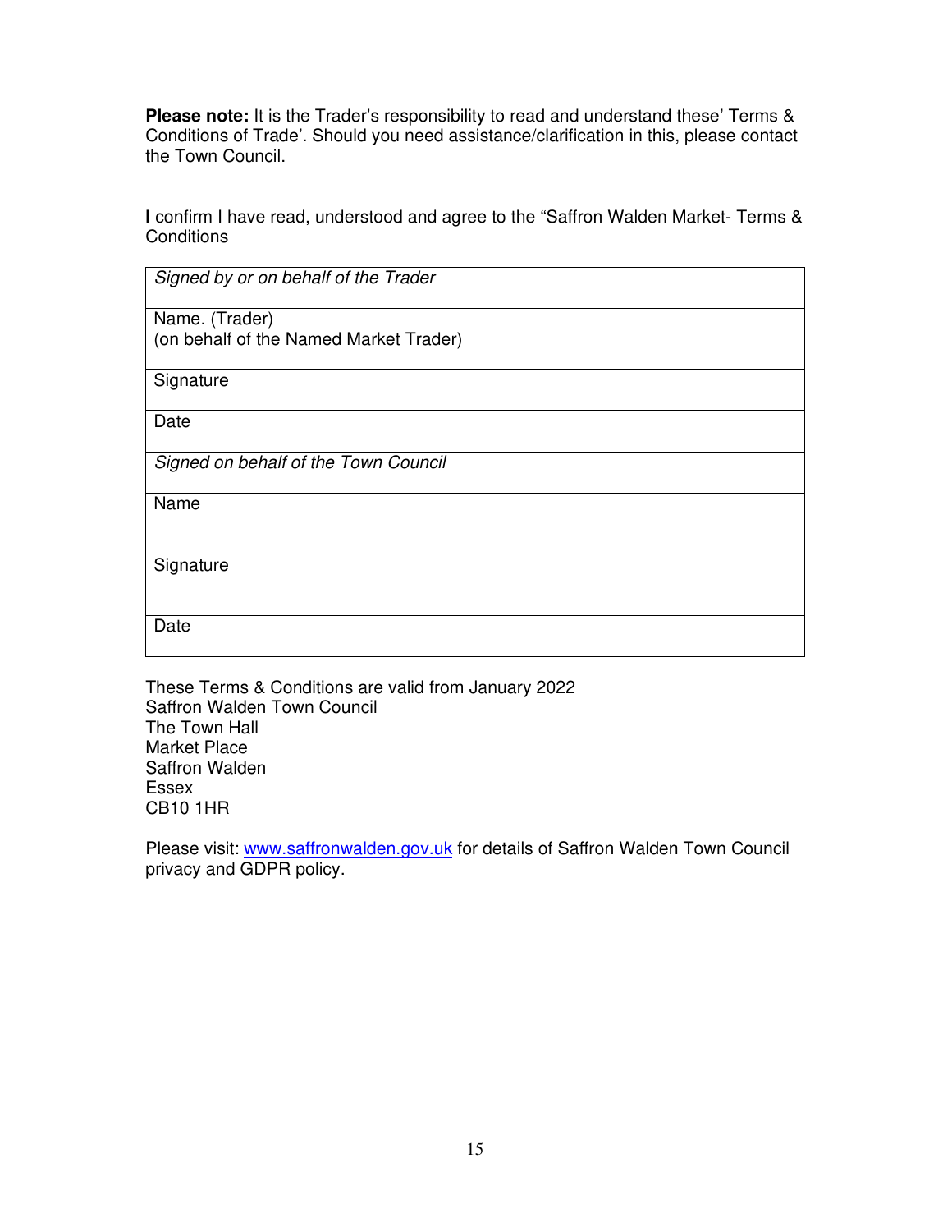**Please note:** It is the Trader's responsibility to read and understand these' Terms & Conditions of Trade'. Should you need assistance/clarification in this, please contact the Town Council.

**I** confirm I have read, understood and agree to the "Saffron Walden Market- Terms & Conditions

| *Signed by or on behalf of the Trader* |
|---|
| Name. (Trader)<br>(on behalf of the Named Market Trader) |
| Signature |
| Date |
| *Signed on behalf of the Town Council* |
| Name |
| Signature |
| Date |

These Terms & Conditions are valid from January 2022
Saffron Walden Town Council
The Town Hall
Market Place
Saffron Walden
Essex
CB10 1HR

Please visit: www.saffronwalden.gov.uk for details of Saffron Walden Town Council privacy and GDPR policy.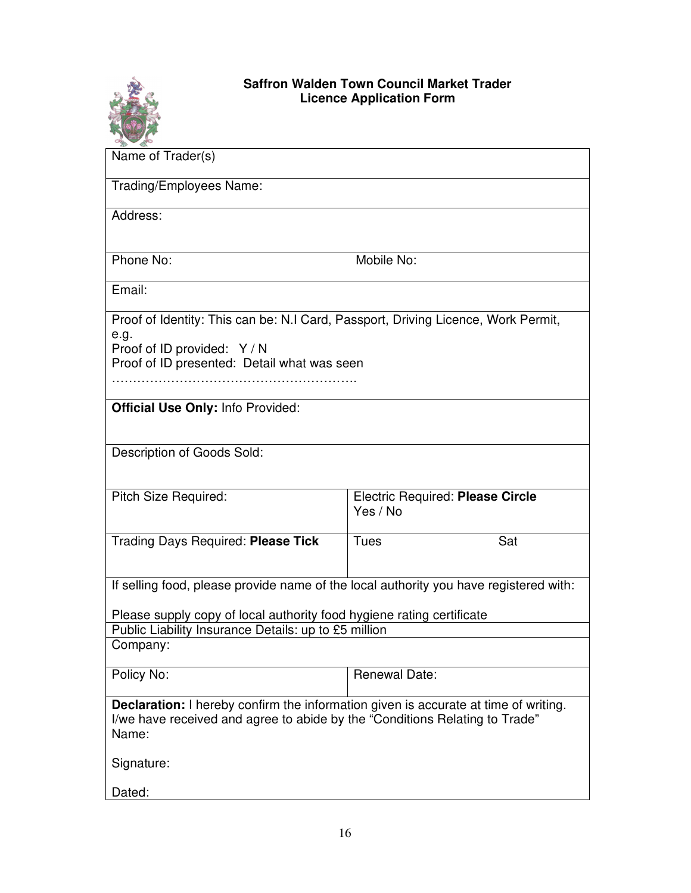**Saffron Walden Town Council Market Trader Licence Application Form**

| | |
|---|---|
| Name of Trader(s) | |
| Trading/Employees Name: | |
| Address: | |
| Phone No: | Mobile No: |
| Email: | |
| Proof of Identity: This can be: N.I Card, Passport, Driving Licence, Work Permit, e.g.<br>Proof of ID provided: Y / N<br>Proof of ID presented: Detail what was seen<br>………………………………………………… | |
| **Official Use Only:** Info Provided: | |
| Description of Goods Sold: | |
| Pitch Size Required: | Electric Required: **Please Circle**<br>Yes / No |
| Trading Days Required: **Please Tick** | Tues Sat |
| If selling food, please provide name of the local authority you have registered with:<br><br>Please supply copy of local authority food hygiene rating certificate | |
| Public Liability Insurance Details: up to £5 million | |
| Company: | |
| Policy No: | Renewal Date: |
| **Declaration:** I hereby confirm the information given is accurate at time of writing. I/we have received and agree to abide by the "Conditions Relating to Trade"<br>Name:<br><br>Signature:<br><br>Dated: | |